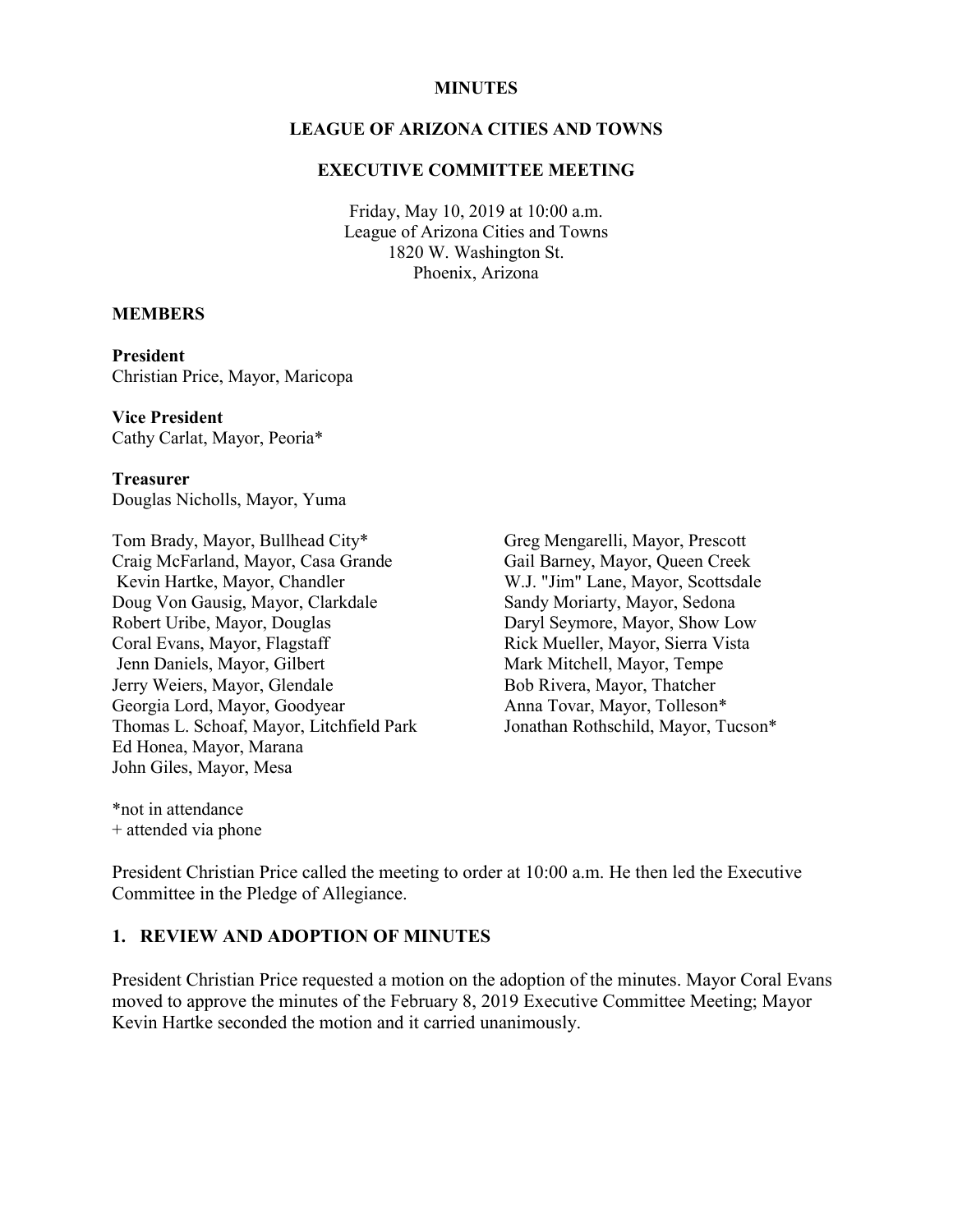**MINUTES**

**LEAGUE OF ARIZONA CITIES AND TOWNS**

**EXECUTIVE COMMITTEE MEETING**

Friday, May 10, 2019 at 10:00 a.m.
League of Arizona Cities and Towns
1820 W. Washington St.
Phoenix, Arizona

**MEMBERS**

**President**
Christian Price, Mayor, Maricopa

**Vice President**
Cathy Carlat, Mayor, Peoria*

**Treasurer**
Douglas Nicholls, Mayor, Yuma

Tom Brady, Mayor, Bullhead City*
Craig McFarland, Mayor, Casa Grande
Kevin Hartke, Mayor, Chandler
Doug Von Gausig, Mayor, Clarkdale
Robert Uribe, Mayor, Douglas
Coral Evans, Mayor, Flagstaff
Jenn Daniels, Mayor, Gilbert
Jerry Weiers, Mayor, Glendale
Georgia Lord, Mayor, Goodyear
Thomas L. Schoaf, Mayor, Litchfield Park
Ed Honea, Mayor, Marana
John Giles, Mayor, Mesa
Greg Mengarelli, Mayor, Prescott
Gail Barney, Mayor, Queen Creek
W.J. "Jim" Lane, Mayor, Scottsdale
Sandy Moriarty, Mayor, Sedona
Daryl Seymore, Mayor, Show Low
Rick Mueller, Mayor, Sierra Vista
Mark Mitchell, Mayor, Tempe
Bob Rivera, Mayor, Thatcher
Anna Tovar, Mayor, Tolleson*
Jonathan Rothschild, Mayor, Tucson*

*not in attendance
+ attended via phone

President Christian Price called the meeting to order at 10:00 a.m. He then led the Executive Committee in the Pledge of Allegiance.

## 1. REVIEW AND ADOPTION OF MINUTES

President Christian Price requested a motion on the adoption of the minutes. Mayor Coral Evans moved to approve the minutes of the February 8, 2019 Executive Committee Meeting; Mayor Kevin Hartke seconded the motion and it carried unanimously.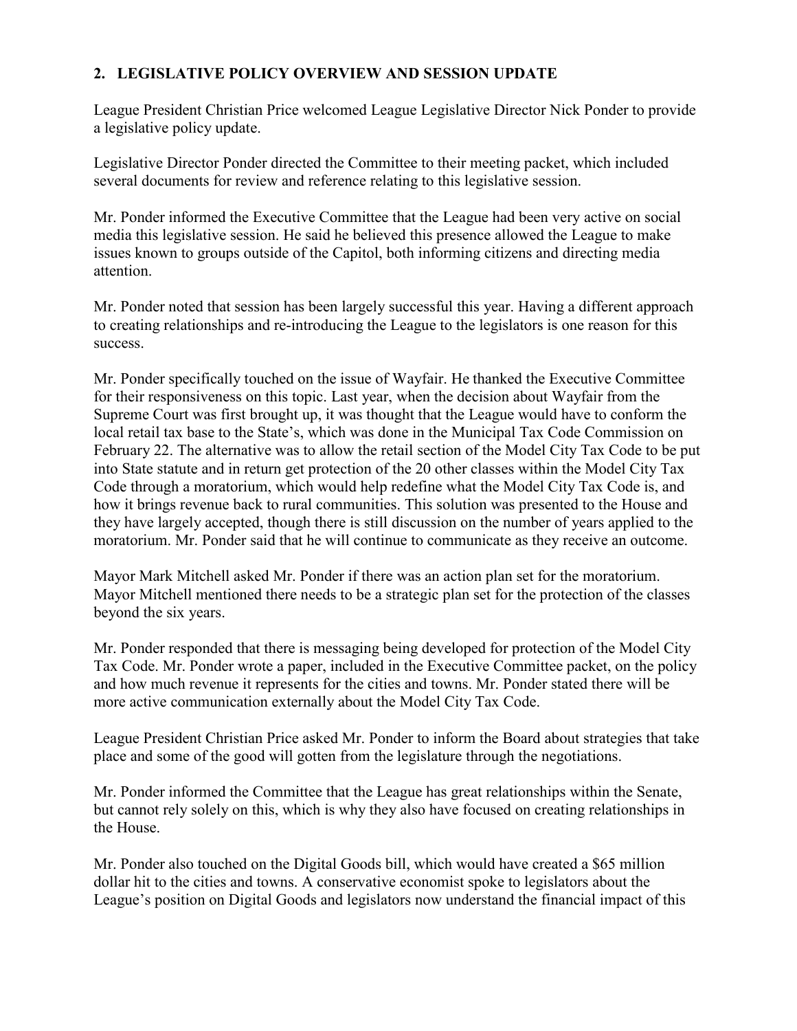## 2. LEGISLATIVE POLICY OVERVIEW AND SESSION UPDATE

League President Christian Price welcomed League Legislative Director Nick Ponder to provide a legislative policy update.

Legislative Director Ponder directed the Committee to their meeting packet, which included several documents for review and reference relating to this legislative session.

Mr. Ponder informed the Executive Committee that the League had been very active on social media this legislative session. He said he believed this presence allowed the League to make issues known to groups outside of the Capitol, both informing citizens and directing media attention.

Mr. Ponder noted that session has been largely successful this year. Having a different approach to creating relationships and re-introducing the League to the legislators is one reason for this success.

Mr. Ponder specifically touched on the issue of Wayfair. He thanked the Executive Committee for their responsiveness on this topic. Last year, when the decision about Wayfair from the Supreme Court was first brought up, it was thought that the League would have to conform the local retail tax base to the State's, which was done in the Municipal Tax Code Commission on February 22. The alternative was to allow the retail section of the Model City Tax Code to be put into State statute and in return get protection of the 20 other classes within the Model City Tax Code through a moratorium, which would help redefine what the Model City Tax Code is, and how it brings revenue back to rural communities. This solution was presented to the House and they have largely accepted, though there is still discussion on the number of years applied to the moratorium. Mr. Ponder said that he will continue to communicate as they receive an outcome.

Mayor Mark Mitchell asked Mr. Ponder if there was an action plan set for the moratorium. Mayor Mitchell mentioned there needs to be a strategic plan set for the protection of the classes beyond the six years.

Mr. Ponder responded that there is messaging being developed for protection of the Model City Tax Code. Mr. Ponder wrote a paper, included in the Executive Committee packet, on the policy and how much revenue it represents for the cities and towns. Mr. Ponder stated there will be more active communication externally about the Model City Tax Code.

League President Christian Price asked Mr. Ponder to inform the Board about strategies that take place and some of the good will gotten from the legislature through the negotiations.

Mr. Ponder informed the Committee that the League has great relationships within the Senate, but cannot rely solely on this, which is why they also have focused on creating relationships in the House.

Mr. Ponder also touched on the Digital Goods bill, which would have created a $65 million dollar hit to the cities and towns. A conservative economist spoke to legislators about the League's position on Digital Goods and legislators now understand the financial impact of this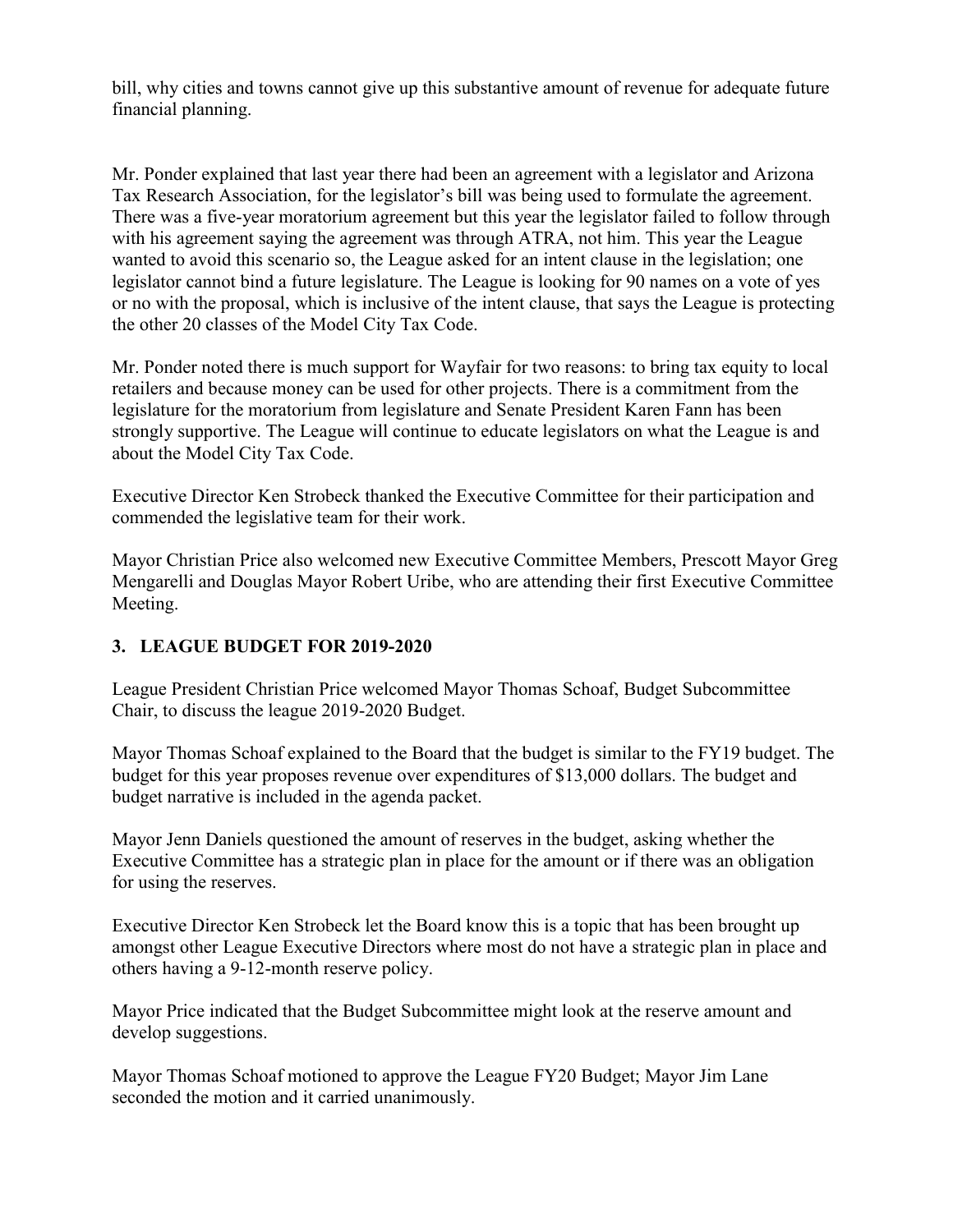bill, why cities and towns cannot give up this substantive amount of revenue for adequate future financial planning.

Mr. Ponder explained that last year there had been an agreement with a legislator and Arizona Tax Research Association, for the legislator's bill was being used to formulate the agreement. There was a five-year moratorium agreement but this year the legislator failed to follow through with his agreement saying the agreement was through ATRA, not him. This year the League wanted to avoid this scenario so, the League asked for an intent clause in the legislation; one legislator cannot bind a future legislature. The League is looking for 90 names on a vote of yes or no with the proposal, which is inclusive of the intent clause, that says the League is protecting the other 20 classes of the Model City Tax Code.

Mr. Ponder noted there is much support for Wayfair for two reasons: to bring tax equity to local retailers and because money can be used for other projects. There is a commitment from the legislature for the moratorium from legislature and Senate President Karen Fann has been strongly supportive. The League will continue to educate legislators on what the League is and about the Model City Tax Code.

Executive Director Ken Strobeck thanked the Executive Committee for their participation and commended the legislative team for their work.

Mayor Christian Price also welcomed new Executive Committee Members, Prescott Mayor Greg Mengarelli and Douglas Mayor Robert Uribe, who are attending their first Executive Committee Meeting.

## 3. LEAGUE BUDGET FOR 2019-2020

League President Christian Price welcomed Mayor Thomas Schoaf, Budget Subcommittee Chair, to discuss the league 2019-2020 Budget.

Mayor Thomas Schoaf explained to the Board that the budget is similar to the FY19 budget. The budget for this year proposes revenue over expenditures of $13,000 dollars. The budget and budget narrative is included in the agenda packet.

Mayor Jenn Daniels questioned the amount of reserves in the budget, asking whether the Executive Committee has a strategic plan in place for the amount or if there was an obligation for using the reserves.

Executive Director Ken Strobeck let the Board know this is a topic that has been brought up amongst other League Executive Directors where most do not have a strategic plan in place and others having a 9-12-month reserve policy.

Mayor Price indicated that the Budget Subcommittee might look at the reserve amount and develop suggestions.

Mayor Thomas Schoaf motioned to approve the League FY20 Budget; Mayor Jim Lane seconded the motion and it carried unanimously.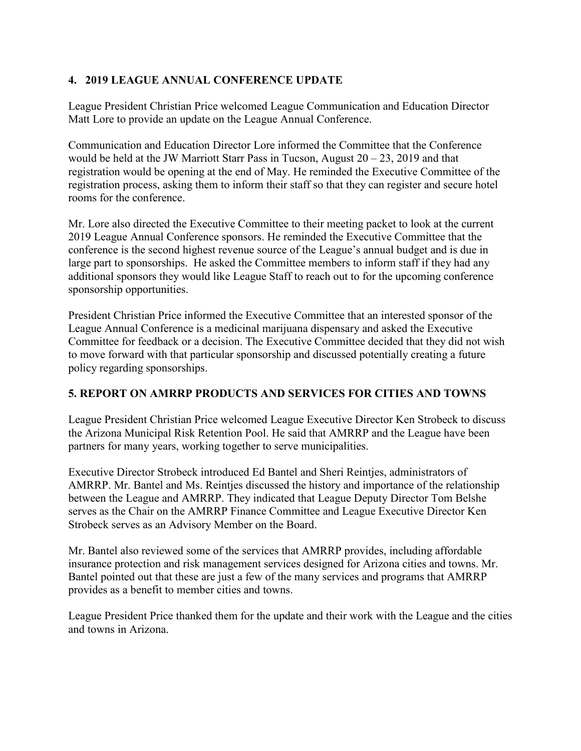## 4. 2019 LEAGUE ANNUAL CONFERENCE UPDATE

League President Christian Price welcomed League Communication and Education Director Matt Lore to provide an update on the League Annual Conference.

Communication and Education Director Lore informed the Committee that the Conference would be held at the JW Marriott Starr Pass in Tucson, August 20 – 23, 2019 and that registration would be opening at the end of May. He reminded the Executive Committee of the registration process, asking them to inform their staff so that they can register and secure hotel rooms for the conference.

Mr. Lore also directed the Executive Committee to their meeting packet to look at the current 2019 League Annual Conference sponsors. He reminded the Executive Committee that the conference is the second highest revenue source of the League's annual budget and is due in large part to sponsorships. He asked the Committee members to inform staff if they had any additional sponsors they would like League Staff to reach out to for the upcoming conference sponsorship opportunities.

President Christian Price informed the Executive Committee that an interested sponsor of the League Annual Conference is a medicinal marijuana dispensary and asked the Executive Committee for feedback or a decision. The Executive Committee decided that they did not wish to move forward with that particular sponsorship and discussed potentially creating a future policy regarding sponsorships.

## 5. REPORT ON AMRRP PRODUCTS AND SERVICES FOR CITIES AND TOWNS

League President Christian Price welcomed League Executive Director Ken Strobeck to discuss the Arizona Municipal Risk Retention Pool. He said that AMRRP and the League have been partners for many years, working together to serve municipalities.

Executive Director Strobeck introduced Ed Bantel and Sheri Reintjes, administrators of AMRRP. Mr. Bantel and Ms. Reintjes discussed the history and importance of the relationship between the League and AMRRP. They indicated that League Deputy Director Tom Belshe serves as the Chair on the AMRRP Finance Committee and League Executive Director Ken Strobeck serves as an Advisory Member on the Board.

Mr. Bantel also reviewed some of the services that AMRRP provides, including affordable insurance protection and risk management services designed for Arizona cities and towns. Mr. Bantel pointed out that these are just a few of the many services and programs that AMRRP provides as a benefit to member cities and towns.

League President Price thanked them for the update and their work with the League and the cities and towns in Arizona.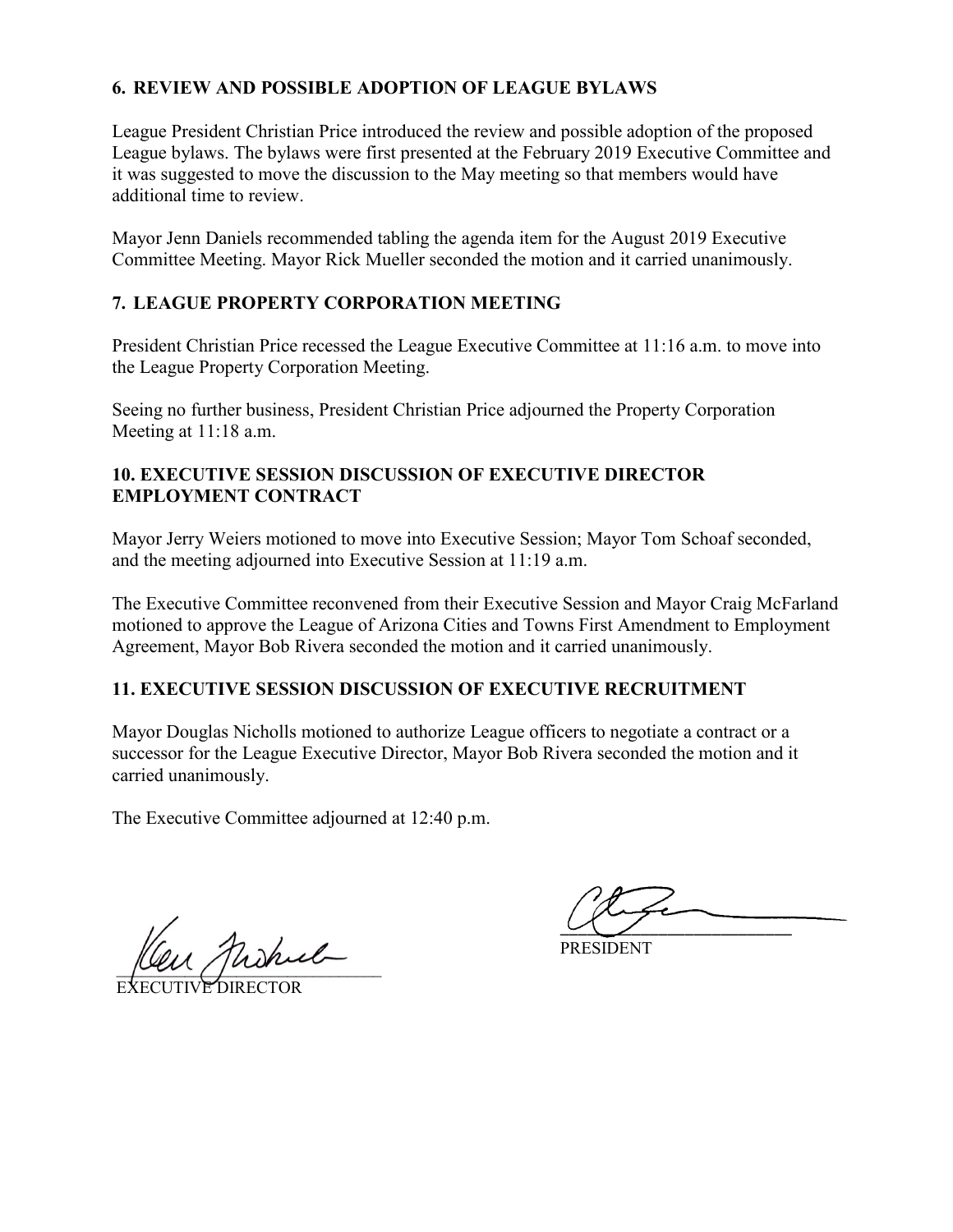## 6. REVIEW AND POSSIBLE ADOPTION OF LEAGUE BYLAWS

League President Christian Price introduced the review and possible adoption of the proposed League bylaws. The bylaws were first presented at the February 2019 Executive Committee and it was suggested to move the discussion to the May meeting so that members would have additional time to review.

Mayor Jenn Daniels recommended tabling the agenda item for the August 2019 Executive Committee Meeting. Mayor Rick Mueller seconded the motion and it carried unanimously.

## 7. LEAGUE PROPERTY CORPORATION MEETING

President Christian Price recessed the League Executive Committee at 11:16 a.m. to move into the League Property Corporation Meeting.

Seeing no further business, President Christian Price adjourned the Property Corporation Meeting at 11:18 a.m.

## 10. EXECUTIVE SESSION DISCUSSION OF EXECUTIVE DIRECTOR EMPLOYMENT CONTRACT

Mayor Jerry Weiers motioned to move into Executive Session; Mayor Tom Schoaf seconded, and the meeting adjourned into Executive Session at 11:19 a.m.

The Executive Committee reconvened from their Executive Session and Mayor Craig McFarland motioned to approve the League of Arizona Cities and Towns First Amendment to Employment Agreement, Mayor Bob Rivera seconded the motion and it carried unanimously.

## 11. EXECUTIVE SESSION DISCUSSION OF EXECUTIVE RECRUITMENT

Mayor Douglas Nicholls motioned to authorize League officers to negotiate a contract or a successor for the League Executive Director, Mayor Bob Rivera seconded the motion and it carried unanimously.

The Executive Committee adjourned at 12:40 p.m.

EXECUTIVE DIRECTOR

PRESIDENT